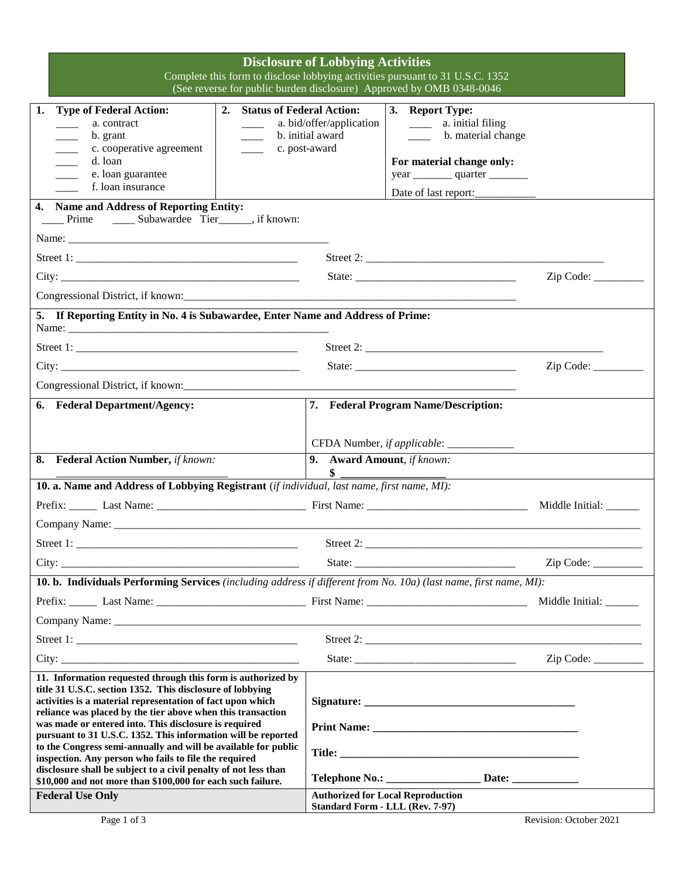# Disclosure of Lobbying Activities

Complete this form to disclose lobbying activities pursuant to 31 U.S.C. 1352
(See reverse for public burden disclosure) Approved by OMB 0348-0046

**1. Type of Federal Action:**

____ a. contract
____ b. grant
____ c. cooperative agreement
____ d. loan
____ e. loan guarantee
____ f. loan insurance

**2. Status of Federal Action:**

____ a. bid/offer/application
____ b. initial award
____ c. post-award

**3. Report Type:**

____ a. initial filing
____ b. material change

**For material change only:**
year _______ quarter _______
Date of last report:___________

**4. Name and Address of Reporting Entity:**

____ Prime ____ Subawardee Tier______, if known:

Name: ______________________________________________

Street 1: ________________________________________ Street 2: ________________________________________

City: ________________________________________ State: ____________________________ Zip Code: _________

Congressional District, if known:______________________________________________________________

**5. If Reporting Entity in No. 4 is Subawardee, Enter Name and Address of Prime:**

Name: ______________________________________________

Street 1: ________________________________________ Street 2: ________________________________________

City: ________________________________________ State: ____________________________ Zip Code: _________

Congressional District, if known:______________________________________________________________

**6. Federal Department/Agency:**

**7. Federal Program Name/Description:**

CFDA Number, *if applicable*: ____________

**8. Federal Action Number,** *if known:*

______________________________

**9. Award Amount**, *if known:*

**$** __________________

**10. a. Name and Address of Lobbying Registrant** *(if individual, last name, first name, MI):*

Prefix: _____ Last Name: ___________________________ First Name: _____________________________ Middle Initial: ______

Company Name: ______________________________________________________________________________________

Street 1: ________________________________________ Street 2: ________________________________________

City: ________________________________________ State: ____________________________ Zip Code: _________

**10. b. Individuals Performing Services** *(including address if different from No. 10a) (last name, first name, MI):*

Prefix: _____ Last Name: ___________________________ First Name: _____________________________ Middle Initial: ______

Company Name: ______________________________________________________________________________________

Street 1: ________________________________________ Street 2: ________________________________________

City: ________________________________________ State: ____________________________ Zip Code: _________

**11. Information requested through this form is authorized by title 31 U.S.C. section 1352. This disclosure of lobbying activities is a material representation of fact upon which reliance was placed by the tier above when this transaction was made or entered into. This disclosure is required pursuant to 31 U.S.C. 1352. This information will be reported to the Congress semi-annually and will be available for public inspection. Any person who fails to file the required disclosure shall be subject to a civil penalty of not less than $10,000 and not more than $100,000 for each such failure.**

**Signature:** ______________________________________

**Print Name:** ______________________________________

**Title:** ______________________________________

**Telephone No.:** ________________ **Date:** ____________

**Federal Use Only**

**Authorized for Local Reproduction**
**Standard Form - LLL (Rev. 7-97)**

Revision: October 2021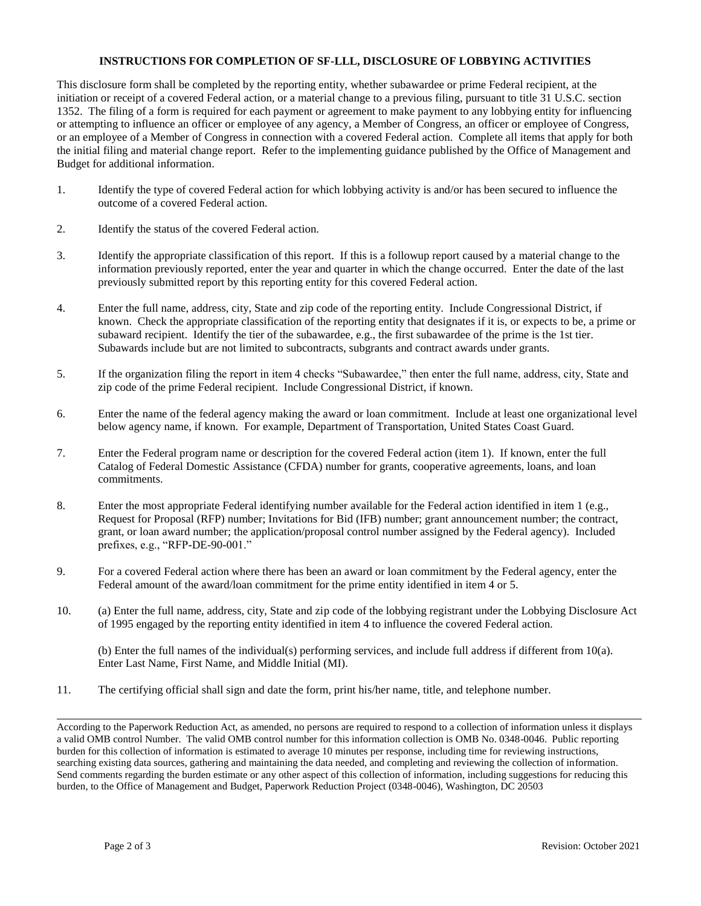## INSTRUCTIONS FOR COMPLETION OF SF-LLL, DISCLOSURE OF LOBBYING ACTIVITIES

This disclosure form shall be completed by the reporting entity, whether subawardee or prime Federal recipient, at the initiation or receipt of a covered Federal action, or a material change to a previous filing, pursuant to title 31 U.S.C. section 1352. The filing of a form is required for each payment or agreement to make payment to any lobbying entity for influencing or attempting to influence an officer or employee of any agency, a Member of Congress, an officer or employee of Congress, or an employee of a Member of Congress in connection with a covered Federal action. Complete all items that apply for both the initial filing and material change report. Refer to the implementing guidance published by the Office of Management and Budget for additional information.

1. Identify the type of covered Federal action for which lobbying activity is and/or has been secured to influence the outcome of a covered Federal action.

2. Identify the status of the covered Federal action.

3. Identify the appropriate classification of this report. If this is a followup report caused by a material change to the information previously reported, enter the year and quarter in which the change occurred. Enter the date of the last previously submitted report by this reporting entity for this covered Federal action.

4. Enter the full name, address, city, State and zip code of the reporting entity. Include Congressional District, if known. Check the appropriate classification of the reporting entity that designates if it is, or expects to be, a prime or subaward recipient. Identify the tier of the subawardee, e.g., the first subawardee of the prime is the 1st tier. Subawards include but are not limited to subcontracts, subgrants and contract awards under grants.

5. If the organization filing the report in item 4 checks "Subawardee," then enter the full name, address, city, State and zip code of the prime Federal recipient. Include Congressional District, if known.

6. Enter the name of the federal agency making the award or loan commitment. Include at least one organizational level below agency name, if known. For example, Department of Transportation, United States Coast Guard.

7. Enter the Federal program name or description for the covered Federal action (item 1). If known, enter the full Catalog of Federal Domestic Assistance (CFDA) number for grants, cooperative agreements, loans, and loan commitments.

8. Enter the most appropriate Federal identifying number available for the Federal action identified in item 1 (e.g., Request for Proposal (RFP) number; Invitations for Bid (IFB) number; grant announcement number; the contract, grant, or loan award number; the application/proposal control number assigned by the Federal agency). Included prefixes, e.g., "RFP-DE-90-001."

9. For a covered Federal action where there has been an award or loan commitment by the Federal agency, enter the Federal amount of the award/loan commitment for the prime entity identified in item 4 or 5.

10. (a) Enter the full name, address, city, State and zip code of the lobbying registrant under the Lobbying Disclosure Act of 1995 engaged by the reporting entity identified in item 4 to influence the covered Federal action.

    (b) Enter the full names of the individual(s) performing services, and include full address if different from 10(a). Enter Last Name, First Name, and Middle Initial (MI).

11. The certifying official shall sign and date the form, print his/her name, title, and telephone number.

---

According to the Paperwork Reduction Act, as amended, no persons are required to respond to a collection of information unless it displays a valid OMB control Number. The valid OMB control number for this information collection is OMB No. 0348-0046. Public reporting burden for this collection of information is estimated to average 10 minutes per response, including time for reviewing instructions, searching existing data sources, gathering and maintaining the data needed, and completing and reviewing the collection of information. Send comments regarding the burden estimate or any other aspect of this collection of information, including suggestions for reducing this burden, to the Office of Management and Budget, Paperwork Reduction Project (0348-0046), Washington, DC 20503

Revision: October 2021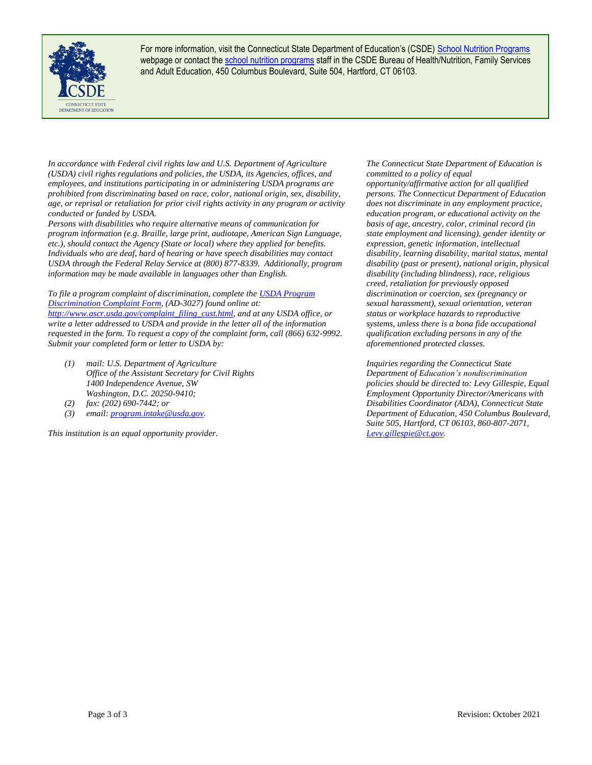For more information, visit the Connecticut State Department of Education's (CSDE) [School Nutrition Programs](#) webpage or contact the [school nutrition programs](#) staff in the CSDE Bureau of Health/Nutrition, Family Services and Adult Education, 450 Columbus Boulevard, Suite 504, Hartford, CT 06103.

*In accordance with Federal civil rights law and U.S. Department of Agriculture (USDA) civil rights regulations and policies, the USDA, its Agencies, offices, and employees, and institutions participating in or administering USDA programs are prohibited from discriminating based on race, color, national origin, sex, disability, age, or reprisal or retaliation for prior civil rights activity in any program or activity conducted or funded by USDA.*

*Persons with disabilities who require alternative means of communication for program information (e.g. Braille, large print, audiotape, American Sign Language, etc.), should contact the Agency (State or local) where they applied for benefits. Individuals who are deaf, hard of hearing or have speech disabilities may contact USDA through the Federal Relay Service at (800) 877-8339. Additionally, program information may be made available in languages other than English.*

*To file a program complaint of discrimination, complete the [USDA Program Discrimination Complaint Form](#), (AD-3027) found online at: [http://www.ascr.usda.gov/complaint_filing_cust.html](http://www.ascr.usda.gov/complaint_filing_cust.html), and at any USDA office, or write a letter addressed to USDA and provide in the letter all of the information requested in the form. To request a copy of the complaint form, call (866) 632-9992. Submit your completed form or letter to USDA by:*

*(1) mail: U.S. Department of Agriculture*
*Office of the Assistant Secretary for Civil Rights*
*1400 Independence Avenue, SW*
*Washington, D.C. 20250-9410;*

*(2) fax: (202) 690-7442; or*

*(3) email: [program.intake@usda.gov](mailto:program.intake@usda.gov).*

*This institution is an equal opportunity provider.*

*The Connecticut State Department of Education is committed to a policy of equal opportunity/affirmative action for all qualified persons. The Connecticut Department of Education does not discriminate in any employment practice, education program, or educational activity on the basis of age, ancestry, color, criminal record (in state employment and licensing), gender identity or expression, genetic information, intellectual disability, learning disability, marital status, mental disability (past or present), national origin, physical disability (including blindness), race, religious creed, retaliation for previously opposed discrimination or coercion, sex (pregnancy or sexual harassment), sexual orientation, veteran status or workplace hazards to reproductive systems, unless there is a bona fide occupational qualification excluding persons in any of the aforementioned protected classes.*

*Inquiries regarding the Connecticut State Department of Education's nondiscrimination policies should be directed to: Levy Gillespie, Equal Employment Opportunity Director/Americans with Disabilities Coordinator (ADA), Connecticut State Department of Education, 450 Columbus Boulevard, Suite 505, Hartford, CT 06103, 860-807-2071, [Levy.gillespie@ct.gov](mailto:Levy.gillespie@ct.gov).*

Revision: October 2021